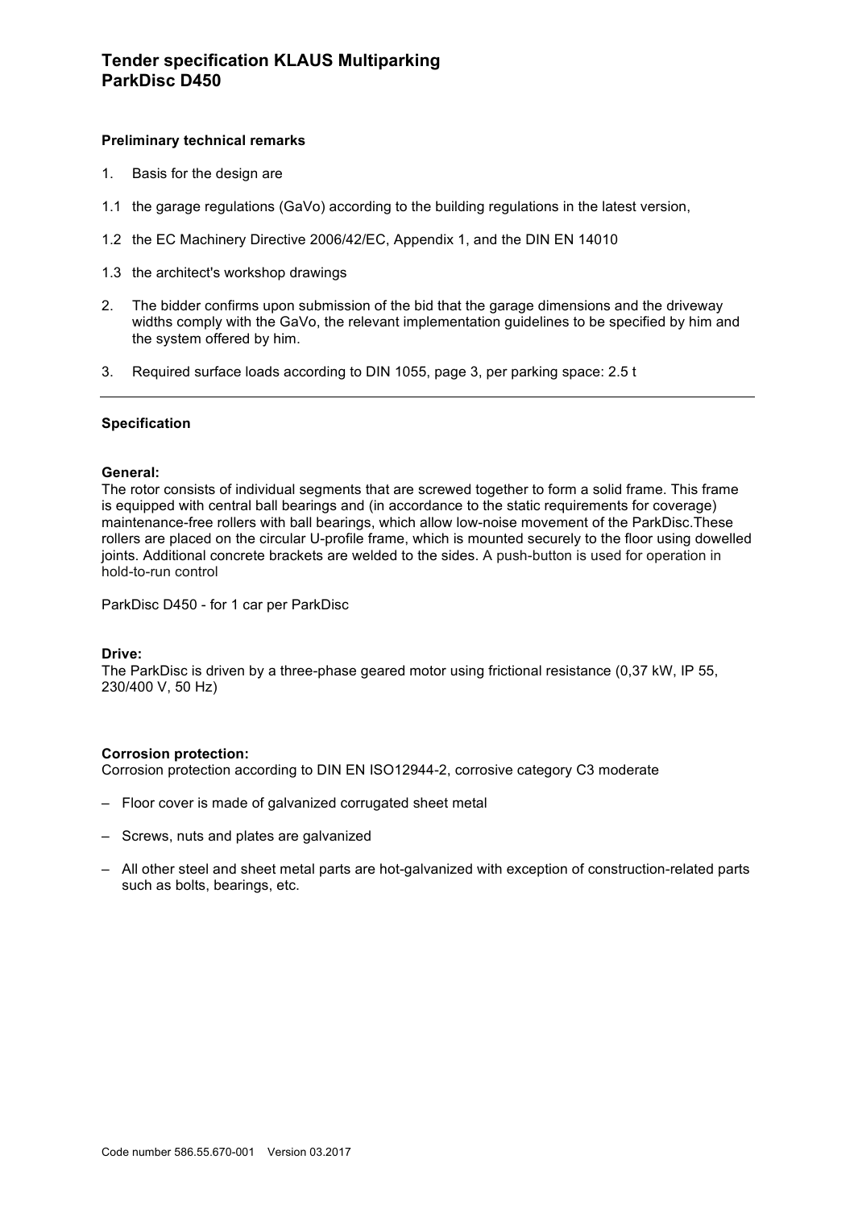# Tender specification KLAUS Multiparking ParkDisc D450

**Preliminary technical remarks**

1. Basis for the design are

1.1 the garage regulations (GaVo) according to the building regulations in the latest version,

1.2 the EC Machinery Directive 2006/42/EC, Appendix 1, and the DIN EN 14010

1.3 the architect's workshop drawings

2. The bidder confirms upon submission of the bid that the garage dimensions and the driveway widths comply with the GaVo, the relevant implementation guidelines to be specified by him and the system offered by him.

3. Required surface loads according to DIN 1055, page 3, per parking space: 2.5 t

---

**Specification**

**General:**
The rotor consists of individual segments that are screwed together to form a solid frame. This frame is equipped with central ball bearings and (in accordance to the static requirements for coverage) maintenance-free rollers with ball bearings, which allow low-noise movement of the ParkDisc.These rollers are placed on the circular U-profile frame, which is mounted securely to the floor using dowelled joints. Additional concrete brackets are welded to the sides. A push-button is used for operation in hold-to-run control

ParkDisc D450 - for 1 car per ParkDisc

**Drive:**
The ParkDisc is driven by a three-phase geared motor using frictional resistance (0,37 kW, IP 55, 230/400 V, 50 Hz)

**Corrosion protection:**
Corrosion protection according to DIN EN ISO12944-2, corrosive category C3 moderate

- Floor cover is made of galvanized corrugated sheet metal
- Screws, nuts and plates are galvanized
- All other steel and sheet metal parts are hot-galvanized with exception of construction-related parts such as bolts, bearings, etc.

Code number 586.55.670-001 Version 03.2017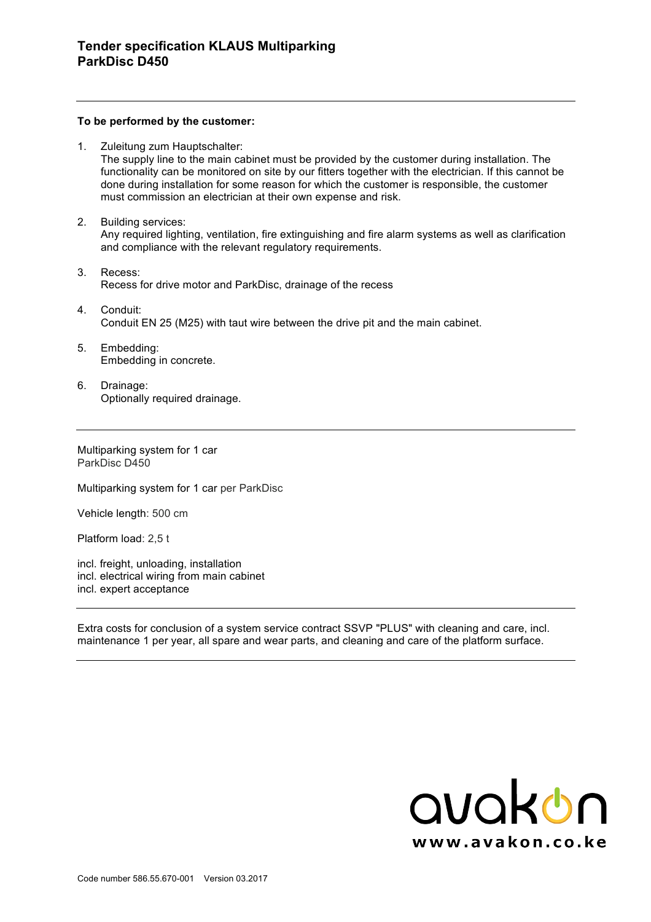# Tender specification KLAUS Multiparking ParkDisc D450

---

**To be performed by the customer:**

1. Zuleitung zum Hauptschalter:
   The supply line to the main cabinet must be provided by the customer during installation. The functionality can be monitored on site by our fitters together with the electrician. If this cannot be done during installation for some reason for which the customer is responsible, the customer must commission an electrician at their own expense and risk.

2. Building services:
   Any required lighting, ventilation, fire extinguishing and fire alarm systems as well as clarification and compliance with the relevant regulatory requirements.

3. Recess:
   Recess for drive motor and ParkDisc, drainage of the recess

4. Conduit:
   Conduit EN 25 (M25) with taut wire between the drive pit and the main cabinet.

5. Embedding:
   Embedding in concrete.

6. Drainage:
   Optionally required drainage.

---

Multiparking system for 1 car
ParkDisc D450

Multiparking system for 1 car per ParkDisc

Vehicle length: 500 cm

Platform load: 2,5 t

incl. freight, unloading, installation
incl. electrical wiring from main cabinet
incl. expert acceptance

---

Extra costs for conclusion of a system service contract SSVP "PLUS" with cleaning and care, incl. maintenance 1 per year, all spare and wear parts, and cleaning and care of the platform surface.

---

avakon
www.avakon.co.ke

Code number 586.55.670-001 Version 03.2017